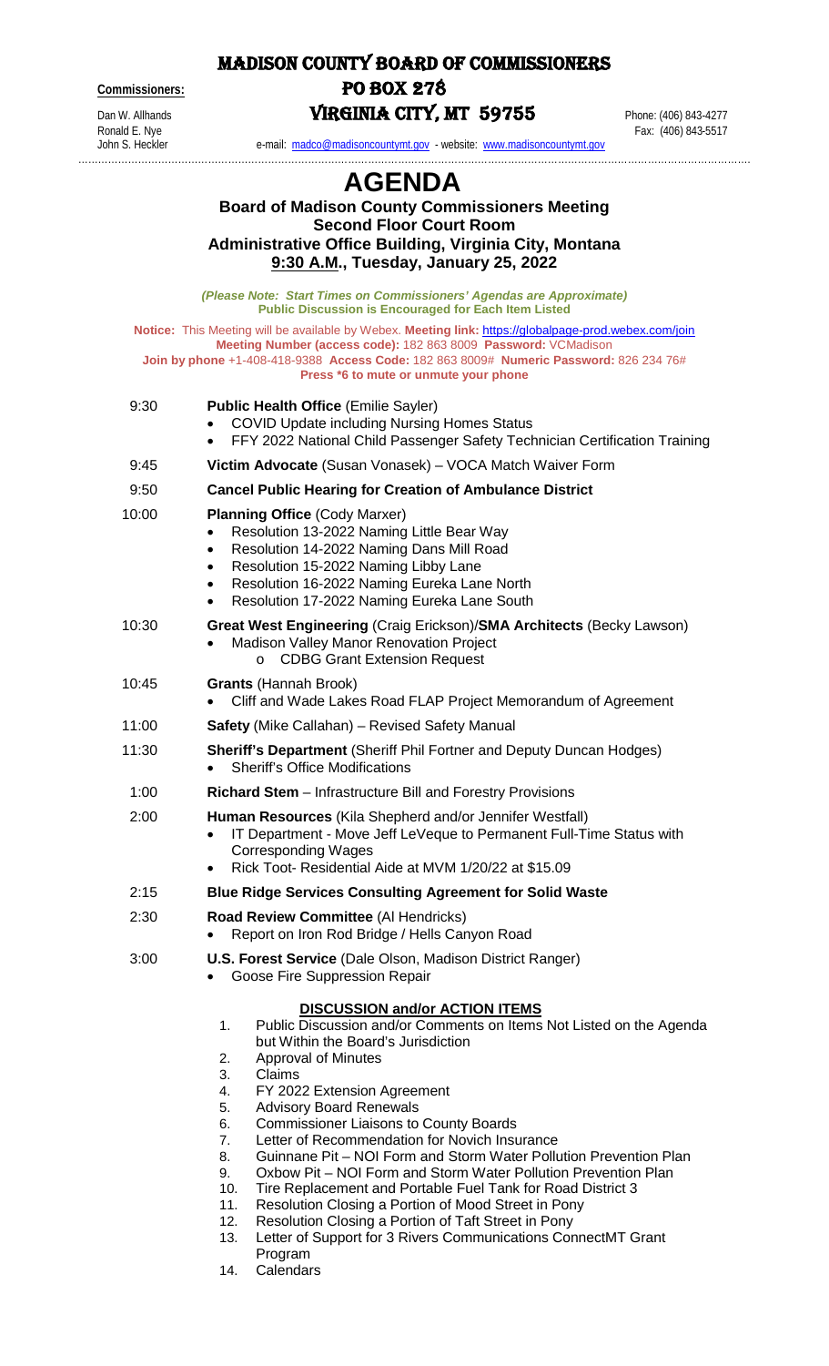# MADISON COUNTY BOARD OF COMMISSIONERS

**Commissioners:**

Dan W. Allhands
Ronald E. Nye
John S. Heckler

**PO BOX 278**
**VIRGINIA CITY, MT 59755**

Phone: (406) 843-4277
Fax: (406) 843-5517

e-mail: madco@madisoncountymt.gov - website: www.madisoncountymt.gov

# AGENDA

## Board of Madison County Commissioners Meeting
## Second Floor Court Room
## Administrative Office Building, Virginia City, Montana
## 9:30 A.M., Tuesday, January 25, 2022

***(Please Note: Start Times on Commissioners' Agendas are Approximate)***
**Public Discussion is Encouraged for Each Item Listed**

**Notice:** This Meeting will be available by Webex. **Meeting link:** https://globalpage-prod.webex.com/join
**Meeting Number (access code):** 182 863 8009 **Password:** VCMadison
**Join by phone** +1-408-418-9388 **Access Code:** 182 863 8009# **Numeric Password:** 826 234 76#
**Press *6 to mute or unmute your phone**

9:30 **Public Health Office** (Emilie Sayler)
- COVID Update including Nursing Homes Status
- FFY 2022 National Child Passenger Safety Technician Certification Training

9:45 **Victim Advocate** (Susan Vonasek) – VOCA Match Waiver Form

9:50 **Cancel Public Hearing for Creation of Ambulance District**

10:00 **Planning Office** (Cody Marxer)
- Resolution 13-2022 Naming Little Bear Way
- Resolution 14-2022 Naming Dans Mill Road
- Resolution 15-2022 Naming Libby Lane
- Resolution 16-2022 Naming Eureka Lane North
- Resolution 17-2022 Naming Eureka Lane South

10:30 **Great West Engineering** (Craig Erickson)/**SMA Architects** (Becky Lawson)
- Madison Valley Manor Renovation Project
  - CDBG Grant Extension Request

10:45 **Grants** (Hannah Brook)
- Cliff and Wade Lakes Road FLAP Project Memorandum of Agreement

11:00 **Safety** (Mike Callahan) – Revised Safety Manual

11:30 **Sheriff's Department** (Sheriff Phil Fortner and Deputy Duncan Hodges)
- Sheriff's Office Modifications

1:00 **Richard Stem** – Infrastructure Bill and Forestry Provisions

2:00 **Human Resources** (Kila Shepherd and/or Jennifer Westfall)
- IT Department - Move Jeff LeVeque to Permanent Full-Time Status with Corresponding Wages
- Rick Toot- Residential Aide at MVM 1/20/22 at $15.09

2:15 **Blue Ridge Services Consulting Agreement for Solid Waste**

2:30 **Road Review Committee** (Al Hendricks)
- Report on Iron Rod Bridge / Hells Canyon Road

3:00 **U.S. Forest Service** (Dale Olson, Madison District Ranger)
- Goose Fire Suppression Repair

**DISCUSSION and/or ACTION ITEMS**

1. Public Discussion and/or Comments on Items Not Listed on the Agenda but Within the Board's Jurisdiction
2. Approval of Minutes
3. Claims
4. FY 2022 Extension Agreement
5. Advisory Board Renewals
6. Commissioner Liaisons to County Boards
7. Letter of Recommendation for Novich Insurance
8. Guinnane Pit – NOI Form and Storm Water Pollution Prevention Plan
9. Oxbow Pit – NOI Form and Storm Water Pollution Prevention Plan
10. Tire Replacement and Portable Fuel Tank for Road District 3
11. Resolution Closing a Portion of Mood Street in Pony
12. Resolution Closing a Portion of Taft Street in Pony
13. Letter of Support for 3 Rivers Communications ConnectMT Grant Program
14. Calendars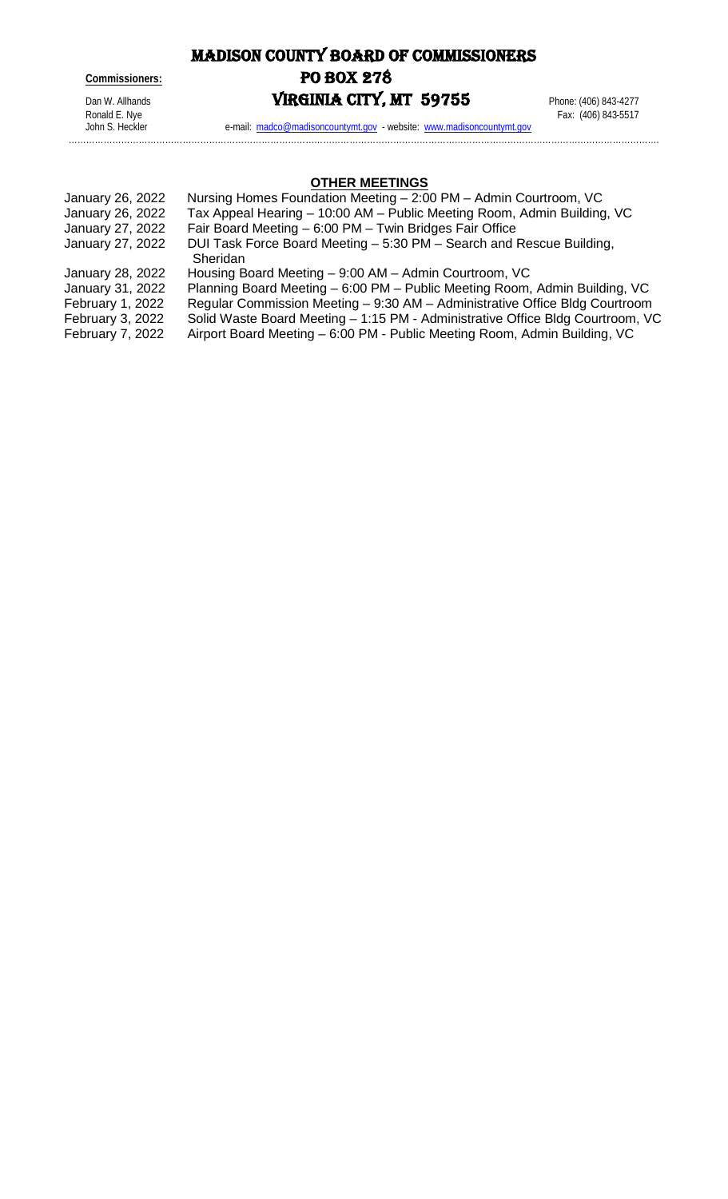# MADISON COUNTY BOARD OF COMMISSIONERS

**Commissioners:**

Dan W. Allhands
Ronald E. Nye
John S. Heckler

PO BOX 278
VIRGINIA CITY, MT 59755

Phone: (406) 843-4277
Fax: (406) 843-5517

e-mail: madco@madisoncountymt.gov - website: www.madisoncountymt.gov

## OTHER MEETINGS

| | |
|---|---|
| January 26, 2022 | Nursing Homes Foundation Meeting – 2:00 PM – Admin Courtroom, VC |
| January 26, 2022 | Tax Appeal Hearing – 10:00 AM – Public Meeting Room, Admin Building, VC |
| January 27, 2022 | Fair Board Meeting – 6:00 PM – Twin Bridges Fair Office |
| January 27, 2022 | DUI Task Force Board Meeting – 5:30 PM – Search and Rescue Building, Sheridan |
| January 28, 2022 | Housing Board Meeting – 9:00 AM – Admin Courtroom, VC |
| January 31, 2022 | Planning Board Meeting – 6:00 PM – Public Meeting Room, Admin Building, VC |
| February 1, 2022 | Regular Commission Meeting – 9:30 AM – Administrative Office Bldg Courtroom |
| February 3, 2022 | Solid Waste Board Meeting – 1:15 PM - Administrative Office Bldg Courtroom, VC |
| February 7, 2022 | Airport Board Meeting – 6:00 PM - Public Meeting Room, Admin Building, VC |